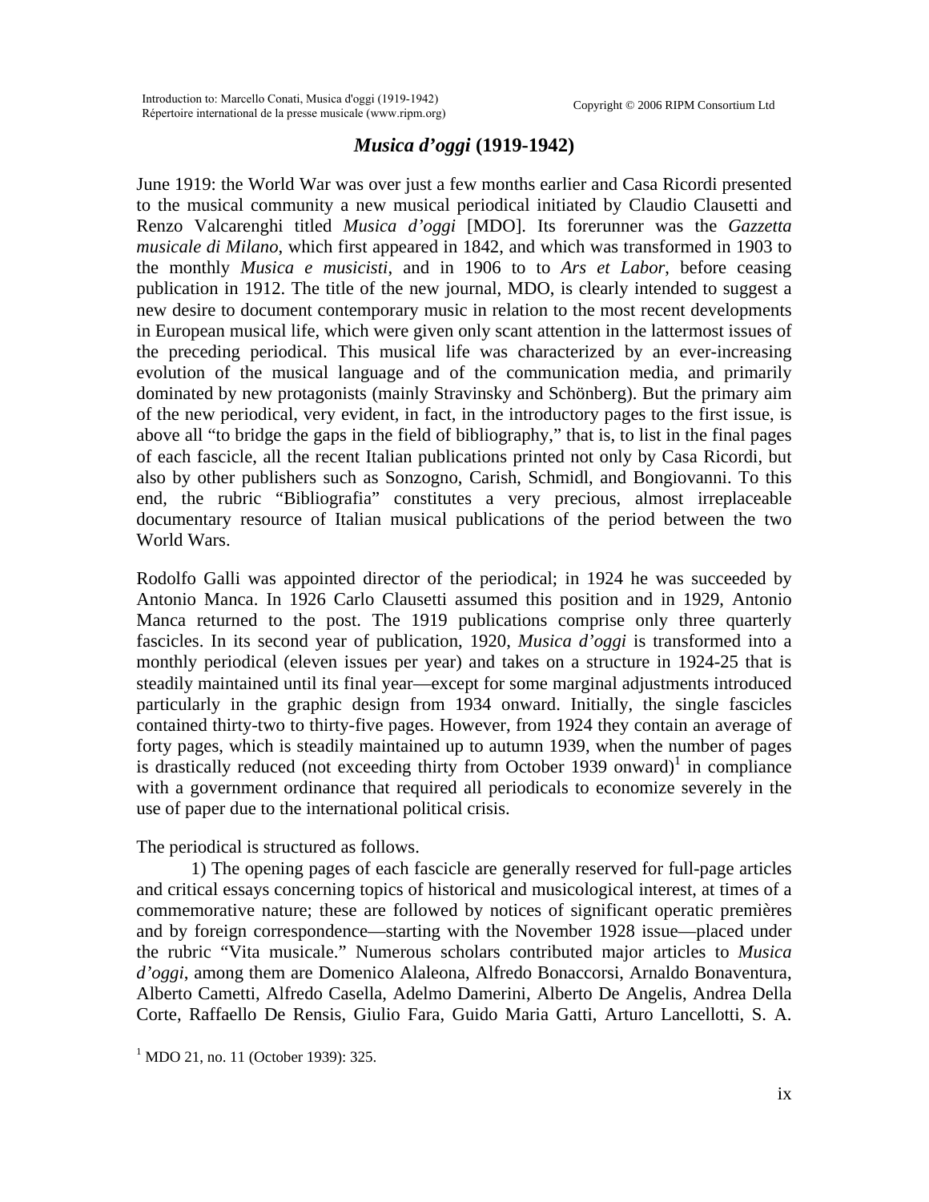# *Musica d'oggi* (1919-1942)

June 1919: the World War was over just a few months earlier and Casa Ricordi presented to the musical community a new musical periodical initiated by Claudio Clausetti and Renzo Valcarenghi titled *Musica d'oggi* [MDO]. Its forerunner was the *Gazzetta musicale di Milano*, which first appeared in 1842, and which was transformed in 1903 to the monthly *Musica e musicisti*, and in 1906 to to *Ars et Labor*, before ceasing publication in 1912. The title of the new journal, MDO, is clearly intended to suggest a new desire to document contemporary music in relation to the most recent developments in European musical life, which were given only scant attention in the lattermost issues of the preceding periodical. This musical life was characterized by an ever-increasing evolution of the musical language and of the communication media, and primarily dominated by new protagonists (mainly Stravinsky and Schönberg). But the primary aim of the new periodical, very evident, in fact, in the introductory pages to the first issue, is above all "to bridge the gaps in the field of bibliography," that is, to list in the final pages of each fascicle, all the recent Italian publications printed not only by Casa Ricordi, but also by other publishers such as Sonzogno, Carish, Schmidl, and Bongiovanni. To this end, the rubric "Bibliografia" constitutes a very precious, almost irreplaceable documentary resource of Italian musical publications of the period between the two World Wars.

Rodolfo Galli was appointed director of the periodical; in 1924 he was succeeded by Antonio Manca. In 1926 Carlo Clausetti assumed this position and in 1929, Antonio Manca returned to the post. The 1919 publications comprise only three quarterly fascicles. In its second year of publication, 1920, *Musica d'oggi* is transformed into a monthly periodical (eleven issues per year) and takes on a structure in 1924-25 that is steadily maintained until its final year—except for some marginal adjustments introduced particularly in the graphic design from 1934 onward. Initially, the single fascicles contained thirty-two to thirty-five pages. However, from 1924 they contain an average of forty pages, which is steadily maintained up to autumn 1939, when the number of pages is drastically reduced (not exceeding thirty from October 1939 onward)[1] in compliance with a government ordinance that required all periodicals to economize severely in the use of paper due to the international political crisis.

The periodical is structured as follows.

1) The opening pages of each fascicle are generally reserved for full-page articles and critical essays concerning topics of historical and musicological interest, at times of a commemorative nature; these are followed by notices of significant operatic premières and by foreign correspondence—starting with the November 1928 issue—placed under the rubric "Vita musicale." Numerous scholars contributed major articles to *Musica d'oggi*, among them are Domenico Alaleona, Alfredo Bonaccorsi, Arnaldo Bonaventura, Alberto Cametti, Alfredo Casella, Adelmo Damerini, Alberto De Angelis, Andrea Della Corte, Raffaello De Rensis, Giulio Fara, Guido Maria Gatti, Arturo Lancellotti, S. A.

[1] MDO 21, no. 11 (October 1939): 325.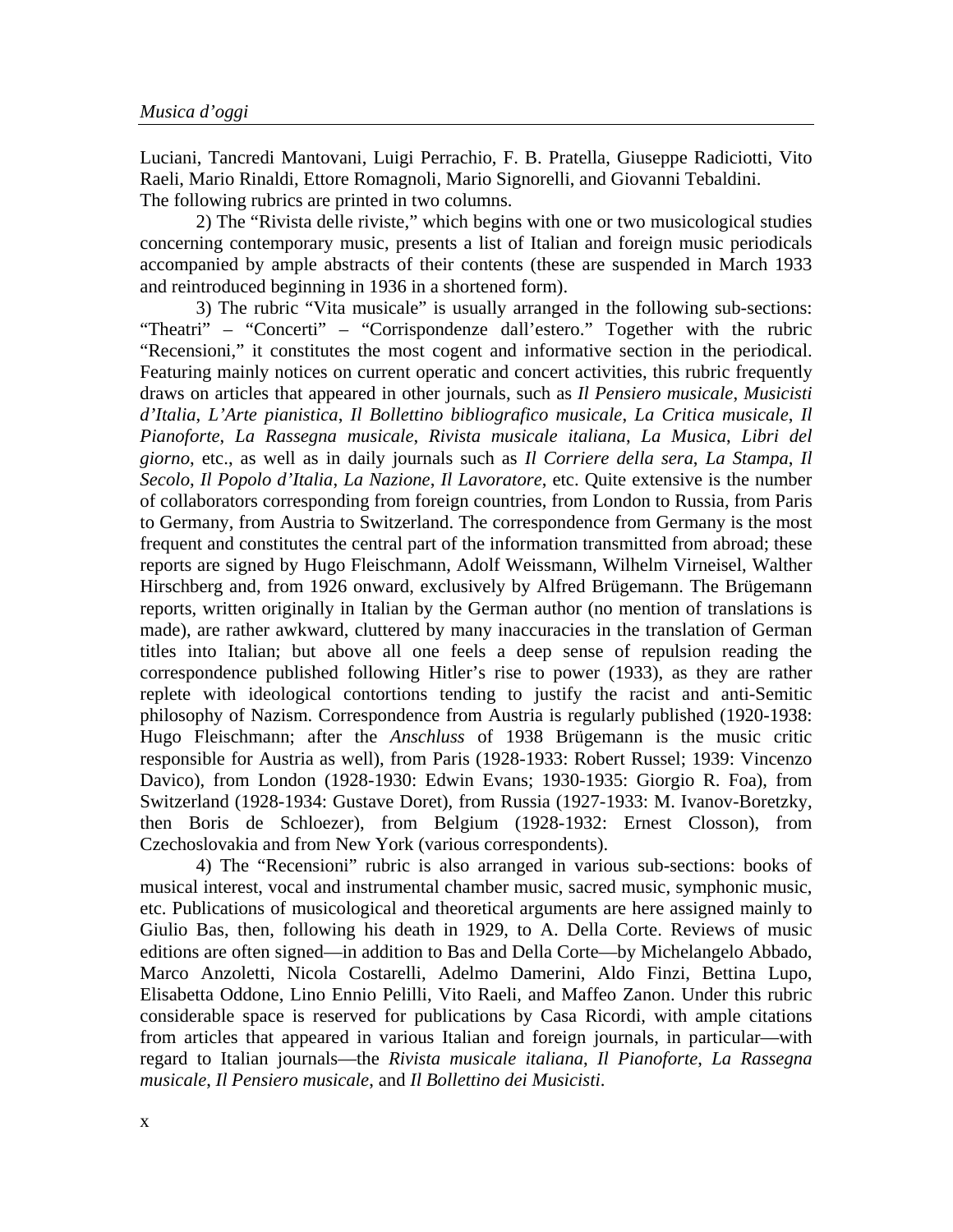Luciani, Tancredi Mantovani, Luigi Perrachio, F. B. Pratella, Giuseppe Radiciotti, Vito Raeli, Mario Rinaldi, Ettore Romagnoli, Mario Signorelli, and Giovanni Tebaldini.
The following rubrics are printed in two columns.

2) The "Rivista delle riviste," which begins with one or two musicological studies concerning contemporary music, presents a list of Italian and foreign music periodicals accompanied by ample abstracts of their contents (these are suspended in March 1933 and reintroduced beginning in 1936 in a shortened form).

3) The rubric "Vita musicale" is usually arranged in the following sub-sections: "Theatri" – "Concerti" – "Corrispondenze dall'estero." Together with the rubric "Recensioni," it constitutes the most cogent and informative section in the periodical. Featuring mainly notices on current operatic and concert activities, this rubric frequently draws on articles that appeared in other journals, such as *Il Pensiero musicale*, *Musicisti d'Italia*, *L'Arte pianistica*, *Il Bollettino bibliografico musicale*, *La Critica musicale*, *Il Pianoforte*, *La Rassegna musicale*, *Rivista musicale italiana*, *La Musica*, *Libri del giorno*, etc., as well as in daily journals such as *Il Corriere della sera*, *La Stampa*, *Il Secolo*, *Il Popolo d'Italia*, *La Nazione*, *Il Lavoratore*, etc. Quite extensive is the number of collaborators corresponding from foreign countries, from London to Russia, from Paris to Germany, from Austria to Switzerland. The correspondence from Germany is the most frequent and constitutes the central part of the information transmitted from abroad; these reports are signed by Hugo Fleischmann, Adolf Weissmann, Wilhelm Virneisel, Walther Hirschberg and, from 1926 onward, exclusively by Alfred Brügemann. The Brügemann reports, written originally in Italian by the German author (no mention of translations is made), are rather awkward, cluttered by many inaccuracies in the translation of German titles into Italian; but above all one feels a deep sense of repulsion reading the correspondence published following Hitler's rise to power (1933), as they are rather replete with ideological contortions tending to justify the racist and anti-Semitic philosophy of Nazism. Correspondence from Austria is regularly published (1920-1938: Hugo Fleischmann; after the *Anschluss* of 1938 Brügemann is the music critic responsible for Austria as well), from Paris (1928-1933: Robert Russel; 1939: Vincenzo Davico), from London (1928-1930: Edwin Evans; 1930-1935: Giorgio R. Foa), from Switzerland (1928-1934: Gustave Doret), from Russia (1927-1933: M. Ivanov-Boretzky, then Boris de Schloezer), from Belgium (1928-1932: Ernest Closson), from Czechoslovakia and from New York (various correspondents).

4) The "Recensioni" rubric is also arranged in various sub-sections: books of musical interest, vocal and instrumental chamber music, sacred music, symphonic music, etc. Publications of musicological and theoretical arguments are here assigned mainly to Giulio Bas, then, following his death in 1929, to A. Della Corte. Reviews of music editions are often signed—in addition to Bas and Della Corte—by Michelangelo Abbado, Marco Anzoletti, Nicola Costarelli, Adelmo Damerini, Aldo Finzi, Bettina Lupo, Elisabetta Oddone, Lino Ennio Pelilli, Vito Raeli, and Maffeo Zanon. Under this rubric considerable space is reserved for publications by Casa Ricordi, with ample citations from articles that appeared in various Italian and foreign journals, in particular—with regard to Italian journals—the *Rivista musicale italiana*, *Il Pianoforte*, *La Rassegna musicale*, *Il Pensiero musicale*, and *Il Bollettino dei Musicisti*.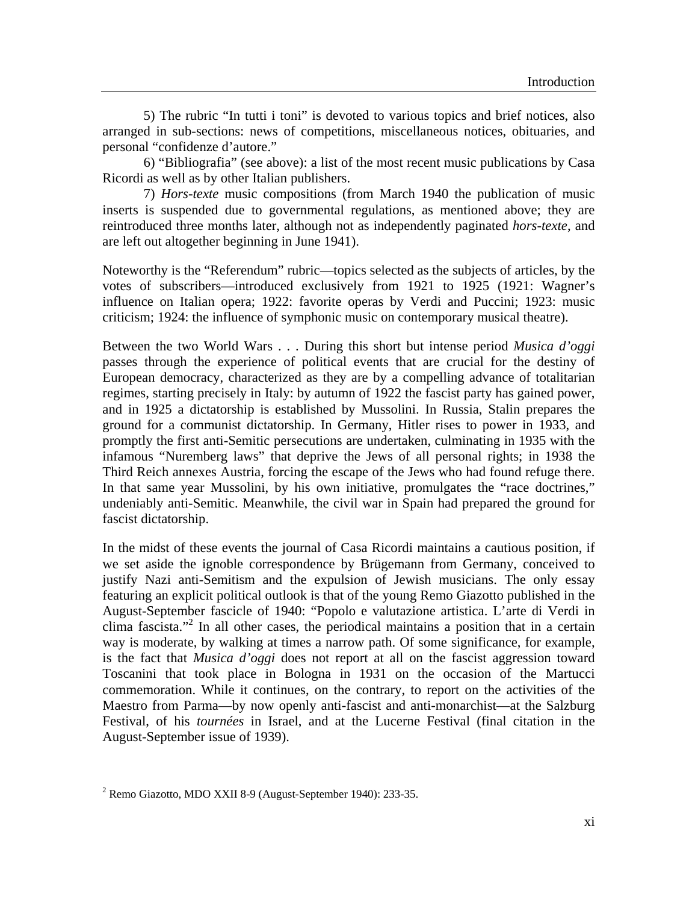5) The rubric "In tutti i toni" is devoted to various topics and brief notices, also arranged in sub-sections: news of competitions, miscellaneous notices, obituaries, and personal "confidenze d'autore."

6) "Bibliografia" (see above): a list of the most recent music publications by Casa Ricordi as well as by other Italian publishers.

7) *Hors-texte* music compositions (from March 1940 the publication of music inserts is suspended due to governmental regulations, as mentioned above; they are reintroduced three months later, although not as independently paginated *hors-texte*, and are left out altogether beginning in June 1941).

Noteworthy is the "Referendum" rubric—topics selected as the subjects of articles, by the votes of subscribers—introduced exclusively from 1921 to 1925 (1921: Wagner's influence on Italian opera; 1922: favorite operas by Verdi and Puccini; 1923: music criticism; 1924: the influence of symphonic music on contemporary musical theatre).

Between the two World Wars . . . During this short but intense period *Musica d'oggi* passes through the experience of political events that are crucial for the destiny of European democracy, characterized as they are by a compelling advance of totalitarian regimes, starting precisely in Italy: by autumn of 1922 the fascist party has gained power, and in 1925 a dictatorship is established by Mussolini. In Russia, Stalin prepares the ground for a communist dictatorship. In Germany, Hitler rises to power in 1933, and promptly the first anti-Semitic persecutions are undertaken, culminating in 1935 with the infamous "Nuremberg laws" that deprive the Jews of all personal rights; in 1938 the Third Reich annexes Austria, forcing the escape of the Jews who had found refuge there. In that same year Mussolini, by his own initiative, promulgates the "race doctrines," undeniably anti-Semitic. Meanwhile, the civil war in Spain had prepared the ground for fascist dictatorship.

In the midst of these events the journal of Casa Ricordi maintains a cautious position, if we set aside the ignoble correspondence by Brügemann from Germany, conceived to justify Nazi anti-Semitism and the expulsion of Jewish musicians. The only essay featuring an explicit political outlook is that of the young Remo Giazotto published in the August-September fascicle of 1940: "Popolo e valutazione artistica. L'arte di Verdi in clima fascista."[2] In all other cases, the periodical maintains a position that in a certain way is moderate, by walking at times a narrow path. Of some significance, for example, is the fact that *Musica d'oggi* does not report at all on the fascist aggression toward Toscanini that took place in Bologna in 1931 on the occasion of the Martucci commemoration. While it continues, on the contrary, to report on the activities of the Maestro from Parma—by now openly anti-fascist and anti-monarchist—at the Salzburg Festival, of his *tournées* in Israel, and at the Lucerne Festival (final citation in the August-September issue of 1939).

[2] Remo Giazotto, MDO XXII 8-9 (August-September 1940): 233-35.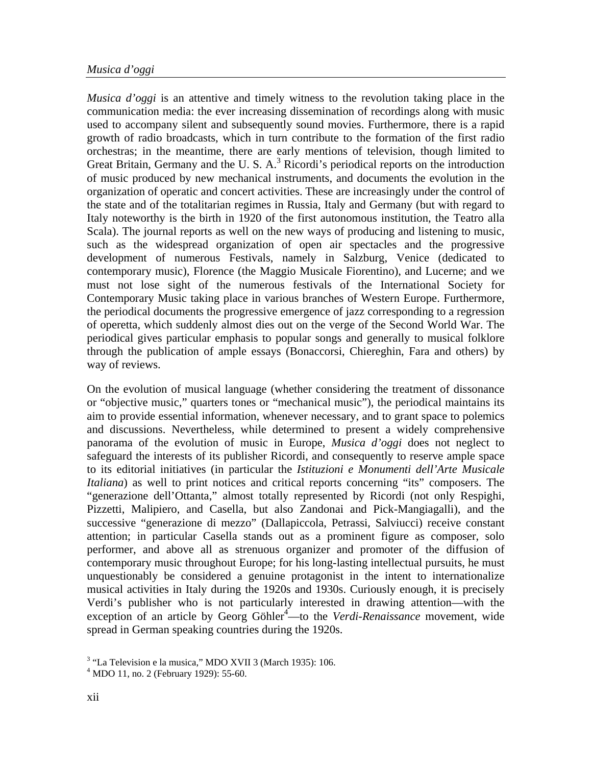*Musica d'oggi* is an attentive and timely witness to the revolution taking place in the communication media: the ever increasing dissemination of recordings along with music used to accompany silent and subsequently sound movies. Furthermore, there is a rapid growth of radio broadcasts, which in turn contribute to the formation of the first radio orchestras; in the meantime, there are early mentions of television, though limited to Great Britain, Germany and the U. S. A.[3] Ricordi's periodical reports on the introduction of music produced by new mechanical instruments, and documents the evolution in the organization of operatic and concert activities. These are increasingly under the control of the state and of the totalitarian regimes in Russia, Italy and Germany (but with regard to Italy noteworthy is the birth in 1920 of the first autonomous institution, the Teatro alla Scala). The journal reports as well on the new ways of producing and listening to music, such as the widespread organization of open air spectacles and the progressive development of numerous Festivals, namely in Salzburg, Venice (dedicated to contemporary music), Florence (the Maggio Musicale Fiorentino), and Lucerne; and we must not lose sight of the numerous festivals of the International Society for Contemporary Music taking place in various branches of Western Europe. Furthermore, the periodical documents the progressive emergence of jazz corresponding to a regression of operetta, which suddenly almost dies out on the verge of the Second World War. The periodical gives particular emphasis to popular songs and generally to musical folklore through the publication of ample essays (Bonaccorsi, Chiereghin, Fara and others) by way of reviews.

On the evolution of musical language (whether considering the treatment of dissonance or "objective music," quarters tones or "mechanical music"), the periodical maintains its aim to provide essential information, whenever necessary, and to grant space to polemics and discussions. Nevertheless, while determined to present a widely comprehensive panorama of the evolution of music in Europe, *Musica d'oggi* does not neglect to safeguard the interests of its publisher Ricordi, and consequently to reserve ample space to its editorial initiatives (in particular the *Istituzioni e Monumenti dell'Arte Musicale Italiana*) as well to print notices and critical reports concerning "its" composers. The "generazione dell'Ottanta," almost totally represented by Ricordi (not only Respighi, Pizzetti, Malipiero, and Casella, but also Zandonai and Pick-Mangiagalli), and the successive "generazione di mezzo" (Dallapiccola, Petrassi, Salviucci) receive constant attention; in particular Casella stands out as a prominent figure as composer, solo performer, and above all as strenuous organizer and promoter of the diffusion of contemporary music throughout Europe; for his long-lasting intellectual pursuits, he must unquestionably be considered a genuine protagonist in the intent to internationalize musical activities in Italy during the 1920s and 1930s. Curiously enough, it is precisely Verdi's publisher who is not particularly interested in drawing attention—with the exception of an article by Georg Göhler[4]—to the *Verdi-Renaissance* movement, wide spread in German speaking countries during the 1920s.

[3] "La Television e la musica," MDO XVII 3 (March 1935): 106.
[4] MDO 11, no. 2 (February 1929): 55-60.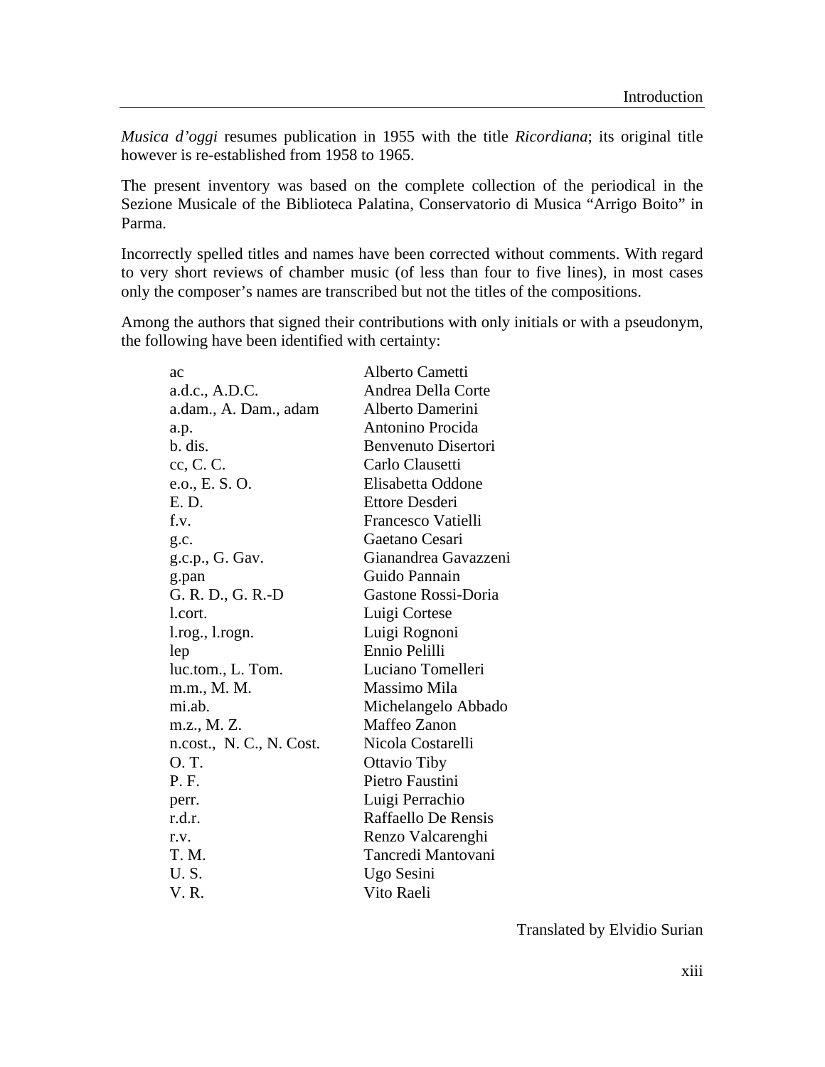*Musica d'oggi* resumes publication in 1955 with the title *Ricordiana*; its original title however is re-established from 1958 to 1965.

The present inventory was based on the complete collection of the periodical in the Sezione Musicale of the Biblioteca Palatina, Conservatorio di Musica "Arrigo Boito" in Parma.

Incorrectly spelled titles and names have been corrected without comments. With regard to very short reviews of chamber music (of less than four to five lines), in most cases only the composer's names are transcribed but not the titles of the compositions.

Among the authors that signed their contributions with only initials or with a pseudonym, the following have been identified with certainty:

| | |
|---|---|
| ac | Alberto Cametti |
| a.d.c., A.D.C. | Andrea Della Corte |
| a.dam., A. Dam., adam | Alberto Damerini |
| a.p. | Antonino Procida |
| b. dis. | Benvenuto Disertori |
| cc, C. C. | Carlo Clausetti |
| e.o., E. S. O. | Elisabetta Oddone |
| E. D. | Ettore Desderi |
| f.v. | Francesco Vatielli |
| g.c. | Gaetano Cesari |
| g.c.p., G. Gav. | Gianandrea Gavazzeni |
| g.pan | Guido Pannain |
| G. R. D., G. R.-D | Gastone Rossi-Doria |
| l.cort. | Luigi Cortese |
| l.rog., l.rogn. | Luigi Rognoni |
| lep | Ennio Pelilli |
| luc.tom., L. Tom. | Luciano Tomelleri |
| m.m., M. M. | Massimo Mila |
| mi.ab. | Michelangelo Abbado |
| m.z., M. Z. | Maffeo Zanon |
| n.cost., N. C., N. Cost. | Nicola Costarelli |
| O. T. | Ottavio Tiby |
| P. F. | Pietro Faustini |
| perr. | Luigi Perrachio |
| r.d.r. | Raffaello De Rensis |
| r.v. | Renzo Valcarenghi |
| T. M. | Tancredi Mantovani |
| U. S. | Ugo Sesini |
| V. R. | Vito Raeli |

Translated by Elvidio Surian